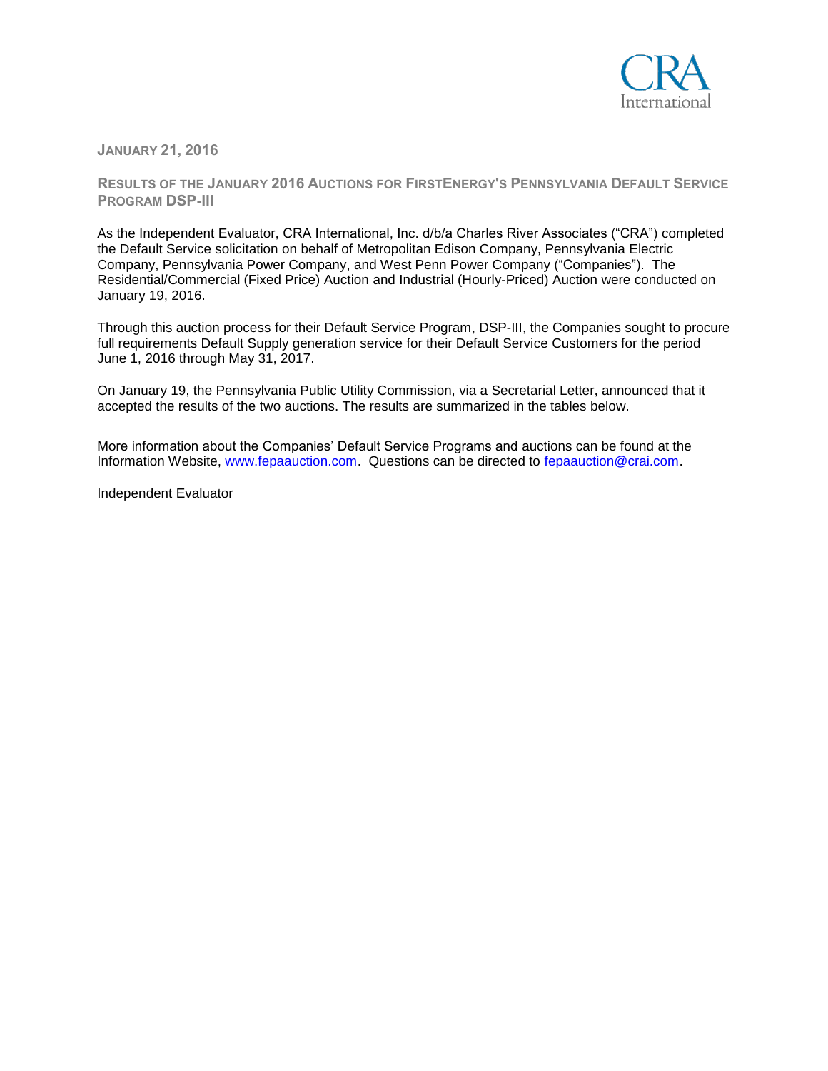**JANUARY 21, 2016**

## RESULTS OF THE JANUARY 2016 AUCTIONS FOR FIRSTENERGY'S PENNSYLVANIA DEFAULT SERVICE PROGRAM DSP-III

As the Independent Evaluator, CRA International, Inc. d/b/a Charles River Associates ("CRA") completed the Default Service solicitation on behalf of Metropolitan Edison Company, Pennsylvania Electric Company, Pennsylvania Power Company, and West Penn Power Company ("Companies"). The Residential/Commercial (Fixed Price) Auction and Industrial (Hourly-Priced) Auction were conducted on January 19, 2016.

Through this auction process for their Default Service Program, DSP-III, the Companies sought to procure full requirements Default Supply generation service for their Default Service Customers for the period June 1, 2016 through May 31, 2017.

On January 19, the Pennsylvania Public Utility Commission, via a Secretarial Letter, announced that it accepted the results of the two auctions. The results are summarized in the tables below.

More information about the Companies' Default Service Programs and auctions can be found at the Information Website, www.fepaauction.com. Questions can be directed to fepaauction@crai.com.

Independent Evaluator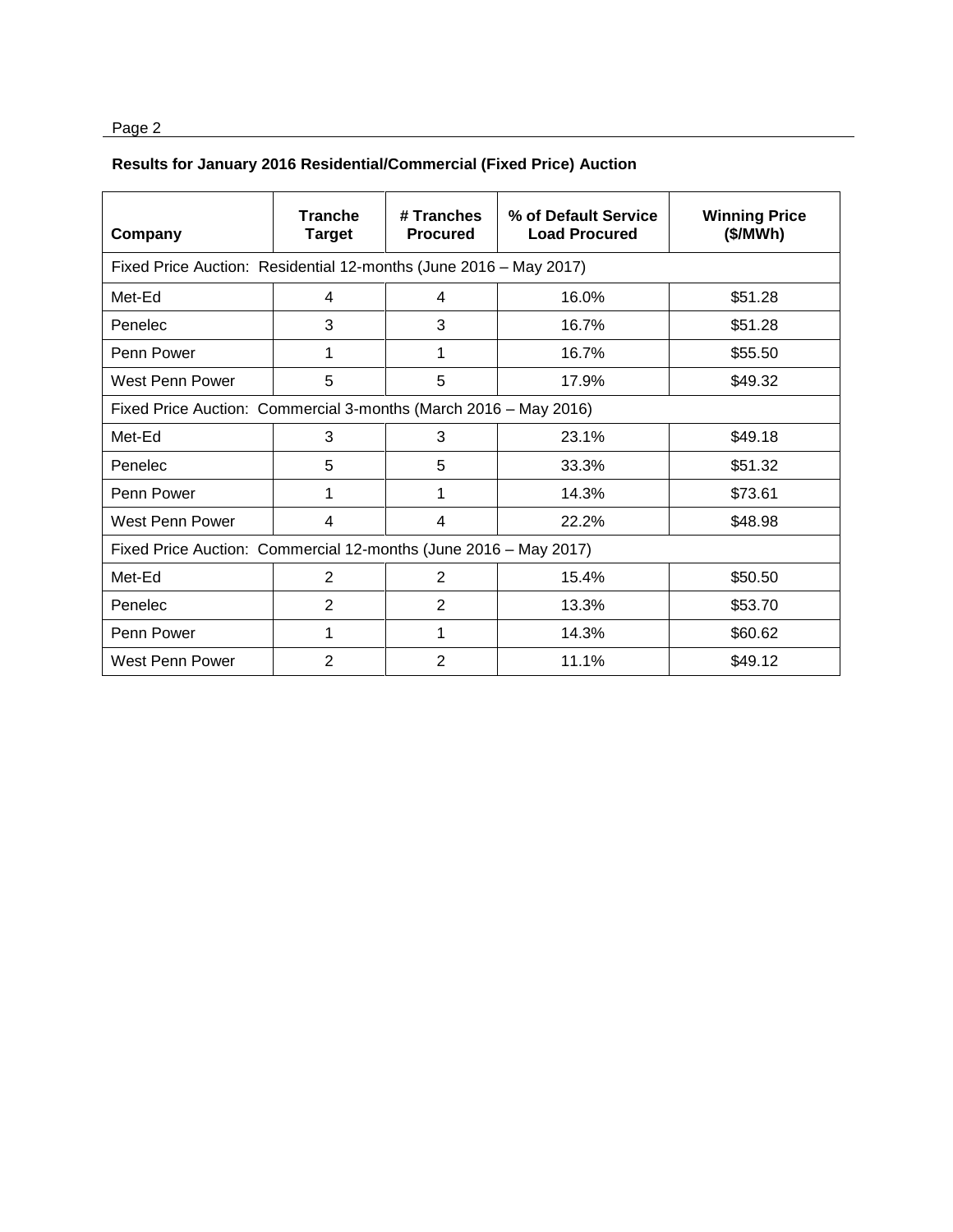**Results for January 2016 Residential/Commercial (Fixed Price) Auction**

| Company | Tranche Target | # Tranches Procured | % of Default Service Load Procured | Winning Price ($/MWh) |
|---|---|---|---|---|
| Fixed Price Auction: Residential 12-months (June 2016 – May 2017) | | | | |
| Met-Ed | 4 | 4 | 16.0% | $51.28 |
| Penelec | 3 | 3 | 16.7% | $51.28 |
| Penn Power | 1 | 1 | 16.7% | $55.50 |
| West Penn Power | 5 | 5 | 17.9% | $49.32 |
| Fixed Price Auction: Commercial 3-months (March 2016 – May 2016) | | | | |
| Met-Ed | 3 | 3 | 23.1% | $49.18 |
| Penelec | 5 | 5 | 33.3% | $51.32 |
| Penn Power | 1 | 1 | 14.3% | $73.61 |
| West Penn Power | 4 | 4 | 22.2% | $48.98 |
| Fixed Price Auction: Commercial 12-months (June 2016 – May 2017) | | | | |
| Met-Ed | 2 | 2 | 15.4% | $50.50 |
| Penelec | 2 | 2 | 13.3% | $53.70 |
| Penn Power | 1 | 1 | 14.3% | $60.62 |
| West Penn Power | 2 | 2 | 11.1% | $49.12 |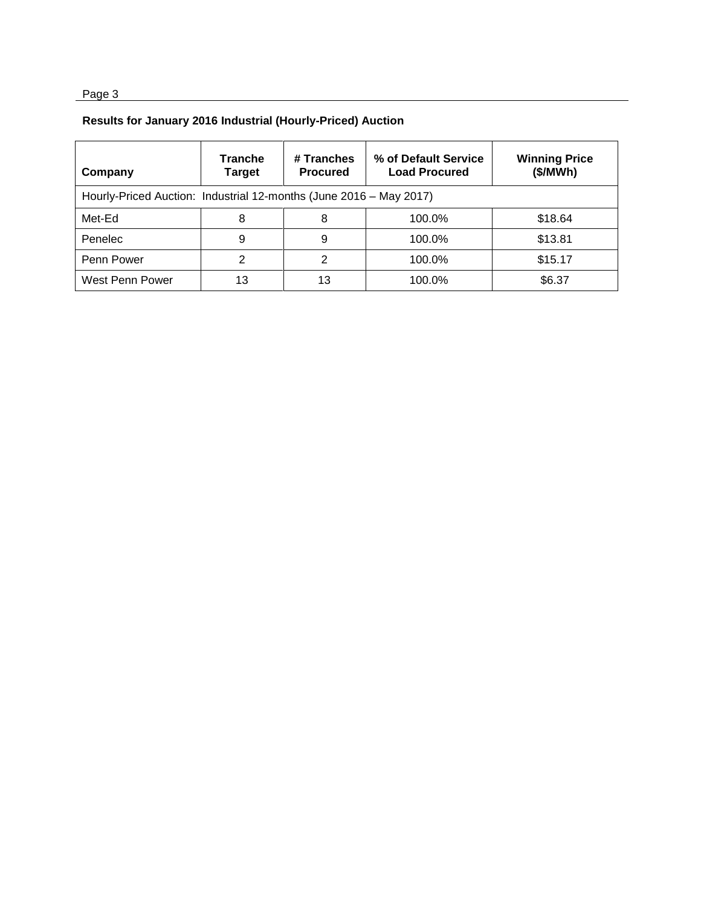**Results for January 2016 Industrial (Hourly-Priced) Auction**

| Company | Tranche Target | # Tranches Procured | % of Default Service Load Procured | Winning Price ($/MWh) |
|---|---|---|---|---|
| Hourly-Priced Auction: Industrial 12-months (June 2016 – May 2017) | | | | |
| Met-Ed | 8 | 8 | 100.0% | $18.64 |
| Penelec | 9 | 9 | 100.0% | $13.81 |
| Penn Power | 2 | 2 | 100.0% | $15.17 |
| West Penn Power | 13 | 13 | 100.0% | $6.37 |